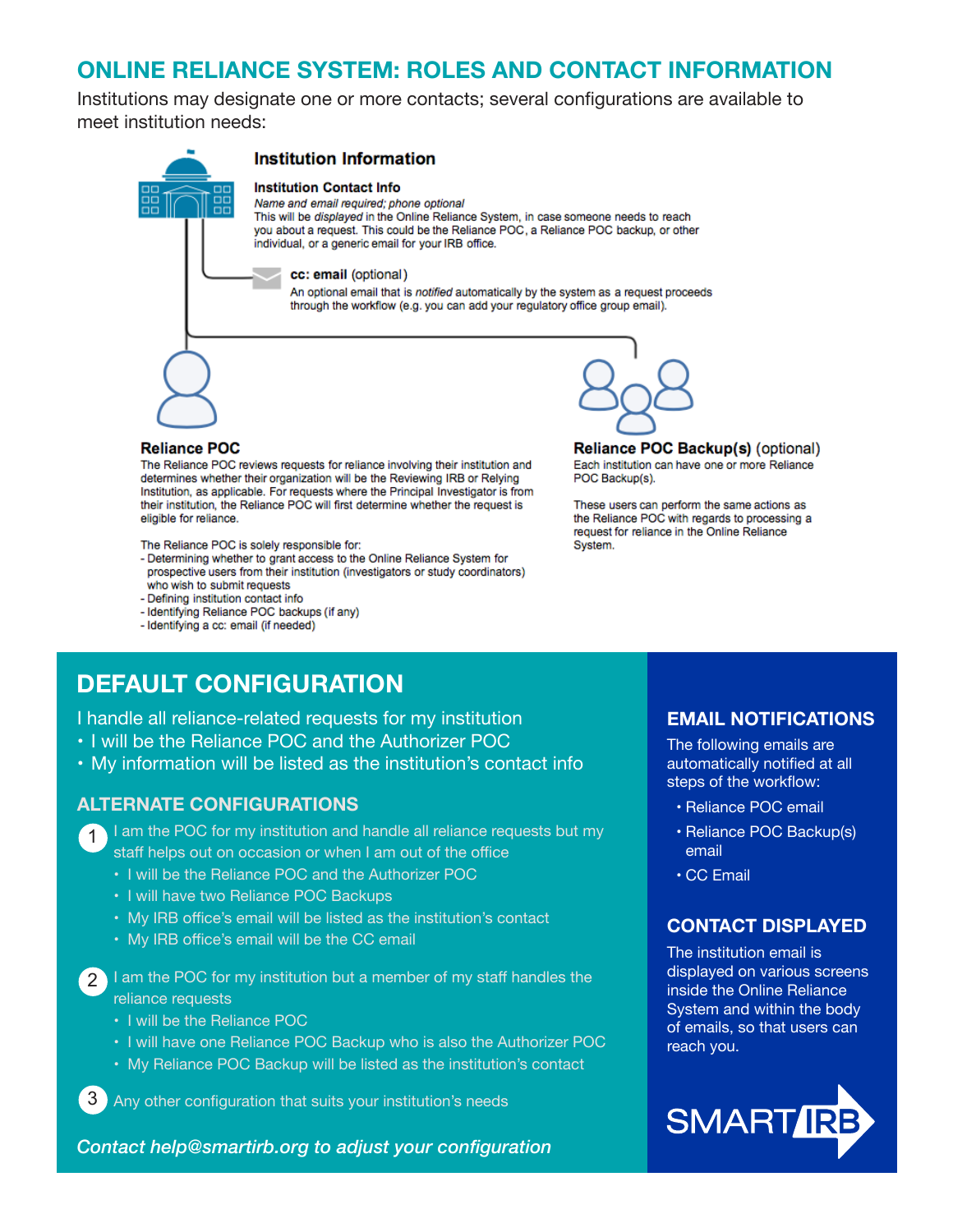# ONLINE RELIANCE SYSTEM: ROLES AND CONTACT INFORMATION

Institutions may designate one or more contacts; several configurations are available to meet institution needs:

## Institution Information

### Institution Contact Info

*Name and email required; phone optional*

This will be *displayed* in the Online Reliance System, in case someone needs to reach you about a request. This could be the Reliance POC, a Reliance POC backup, or other individual, or a generic email for your IRB office.

**cc: email** (optional)

An optional email that is *notified* automatically by the system as a request proceeds through the workflow (e.g. you can add your regulatory office group email).

### Reliance POC

The Reliance POC reviews requests for reliance involving their institution and determines whether their organization will be the Reviewing IRB or Relying Institution, as applicable. For requests where the Principal Investigator is from their institution, the Reliance POC will first determine whether the request is eligible for reliance.

The Reliance POC is solely responsible for:
- Determining whether to grant access to the Online Reliance System for prospective users from their institution (investigators or study coordinators) who wish to submit requests
- Defining institution contact info
- Identifying Reliance POC backups (if any)
- Identifying a cc: email (if needed)

### Reliance POC Backup(s) (optional)

Each institution can have one or more Reliance POC Backup(s).

These users can perform the same actions as the Reliance POC with regards to processing a request for reliance in the Online Reliance System.

## DEFAULT CONFIGURATION

I handle all reliance-related requests for my institution
- I will be the Reliance POC and the Authorizer POC
- My information will be listed as the institution's contact info

### ALTERNATE CONFIGURATIONS

1. I am the POC for my institution and handle all reliance requests but my staff helps out on occasion or when I am out of the office
   - I will be the Reliance POC and the Authorizer POC
   - I will have two Reliance POC Backups
   - My IRB office's email will be listed as the institution's contact
   - My IRB office's email will be the CC email
2. I am the POC for my institution but a member of my staff handles the reliance requests
   - I will be the Reliance POC
   - I will have one Reliance POC Backup who is also the Authorizer POC
   - My Reliance POC Backup will be listed as the institution's contact
3. Any other configuration that suits your institution's needs

*Contact help@smartirb.org to adjust your configuration*

### EMAIL NOTIFICATIONS

The following emails are automatically notified at all steps of the workflow:
- Reliance POC email
- Reliance POC Backup(s) email
- CC Email

### CONTACT DISPLAYED

The institution email is displayed on various screens inside the Online Reliance System and within the body of emails, so that users can reach you.

SMART IRB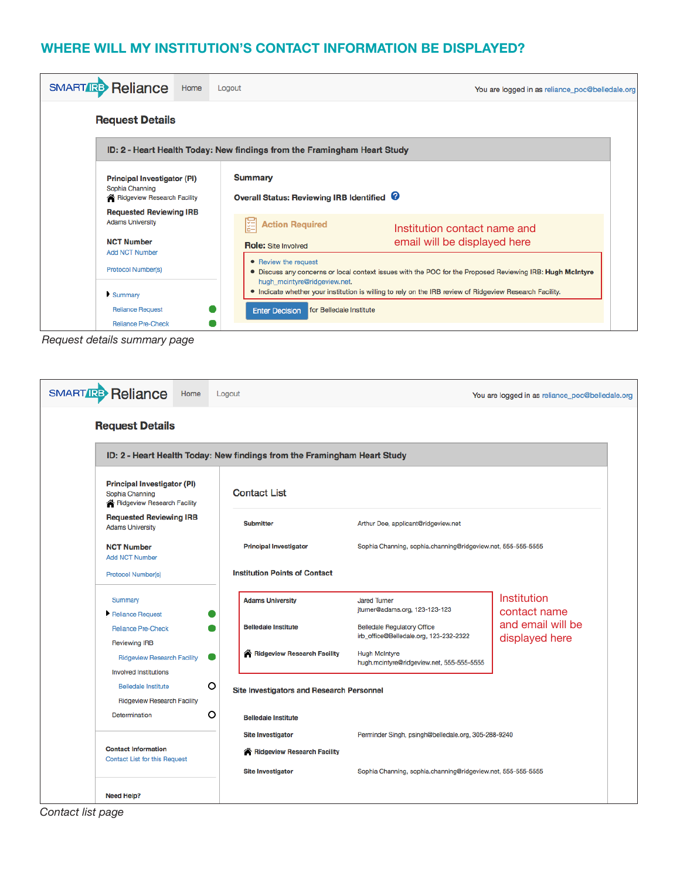## WHERE WILL MY INSTITUTION'S CONTACT INFORMATION BE DISPLAYED?

SMART IRB Reliance | Home | Logout

You are logged in as reliance_poc@belledale.org

### Request Details

**ID: 2 - Heart Health Today: New findings from the Framingham Heart Study**

**Principal Investigator (PI)**
Sophia Channing
Ridgeview Research Facility

**Requested Reviewing IRB**
Adams University

**NCT Number**
Add NCT Number

Protocol Number(s)

- Summary
- Reliance Request
- Reliance Pre-Check

**Summary**

**Overall Status: Reviewing IRB Identified**

**Action Required**

**Role:** Site Involved

Institution contact name and email will be displayed here

- Review the request
- Discuss any concerns or local context issues with the POC for the Proposed Reviewing IRB: **Hugh McIntyre** hugh_mcintyre@ridgeview.net.
- Indicate whether your institution is willing to rely on the IRB review of Ridgeview Research Facility.

Enter Decision for Belledale Institute

*Request details summary page*

SMART IRB Reliance | Home | Logout

You are logged in as reliance_poc@belledale.org

### Request Details

**ID: 2 - Heart Health Today: New findings from the Framingham Heart Study**

**Principal Investigator (PI)**
Sophia Channing
Ridgeview Research Facility

**Requested Reviewing IRB**
Adams University

**NCT Number**
Add NCT Number

Protocol Number(s)

- Summary
- Reliance Request
- Reliance Pre-Check
- Reviewing IRB
  - Ridgeview Research Facility
- Involved Institutions
  - Belledale Institute
  - Ridgeview Research Facility
- Determination

**Contact Information**
Contact List for this Request

**Need Help?**

**Contact List**

| | |
|---|---|
| **Submitter** | Arthur Doe, applicant@ridgeview.net |
| **Principal Investigator** | Sophia Channing, sophia.channing@ridgeview.net, 555-555-5555 |

**Institution Points of Contact**

| | |
|---|---|
| **Adams University** | Jared Turner<br>jturner@adams.org, 123-123-123 |
| **Belledale Institute** | Belledale Regulatory Office<br>irb_office@Belledale.org, 123-232-2322 |
| **Ridgeview Research Facility** | Hugh McIntyre<br>hugh.mcintyre@ridgeview.net, 555-555-5555 |

Institution contact name and email will be displayed here

**Site Investigators and Research Personnel**

**Belledale Institute**

| | |
|---|---|
| **Site Investigator** | Perminder Singh, psingh@belledale.org, 305-288-9240 |

**Ridgeview Research Facility**

| | |
|---|---|
| **Site Investigator** | Sophia Channing, sophia.channing@ridgeview.net, 555-555-5555 |

*Contact list page*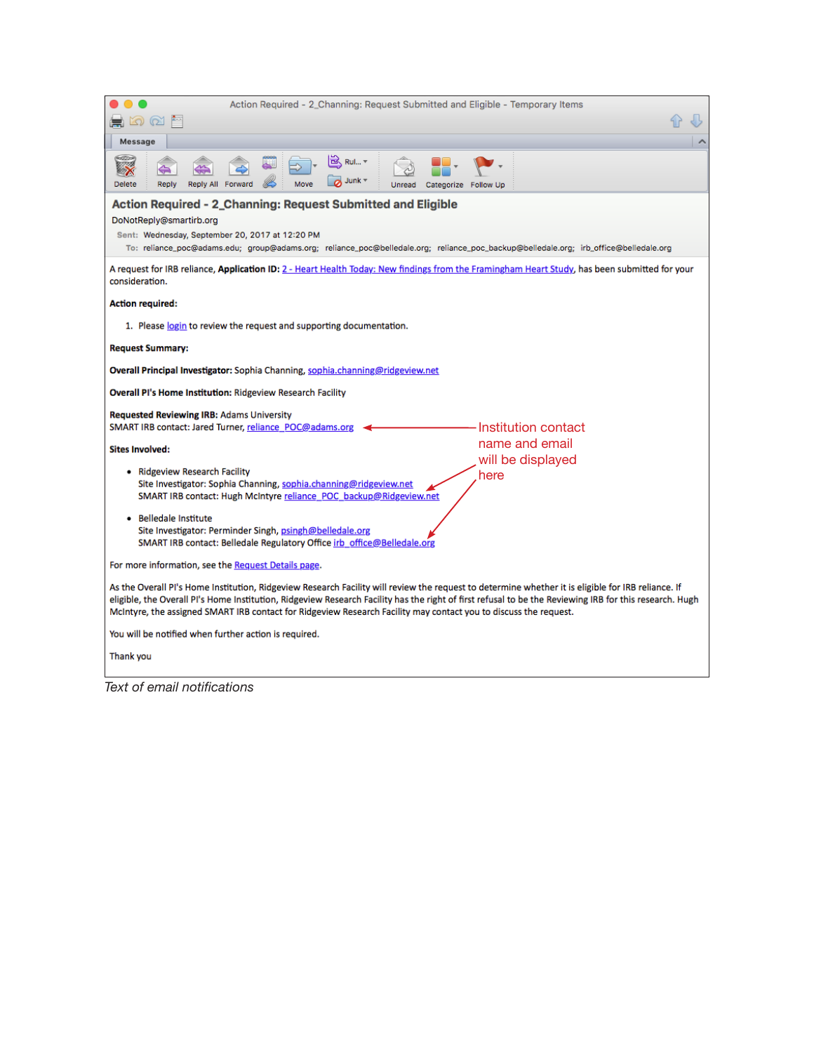Action Required - 2_Channing: Request Submitted and Eligible - Temporary Items

**Action Required - 2_Channing: Request Submitted and Eligible**

DoNotReply@smartirb.org

Sent: Wednesday, September 20, 2017 at 12:20 PM

To: reliance_poc@adams.edu; group@adams.org; reliance_poc@belledale.org; reliance_poc_backup@belledale.org; irb_office@belledale.org

A request for IRB reliance, **Application ID:** 2 - Heart Health Today: New findings from the Framingham Heart Study, has been submitted for your consideration.

**Action required:**

1. Please login to review the request and supporting documentation.

**Request Summary:**

**Overall Principal Investigator:** Sophia Channing, sophia.channing@ridgeview.net

**Overall PI's Home Institution:** Ridgeview Research Facility

**Requested Reviewing IRB:** Adams University
SMART IRB contact: Jared Turner, reliance_POC@adams.org

Institution contact name and email will be displayed here

**Sites Involved:**

- Ridgeview Research Facility
  Site Investigator: Sophia Channing, sophia.channing@ridgeview.net
  SMART IRB contact: Hugh McIntyre reliance_POC_backup@Ridgeview.net
- Belledale Institute
  Site Investigator: Perminder Singh, psingh@belledale.org
  SMART IRB contact: Belledale Regulatory Office irb_office@Belledale.org

For more information, see the Request Details page.

As the Overall PI's Home Institution, Ridgeview Research Facility will review the request to determine whether it is eligible for IRB reliance. If eligible, the Overall PI's Home Institution, Ridgeview Research Facility has the right of first refusal to be the Reviewing IRB for this research. Hugh McIntyre, the assigned SMART IRB contact for Ridgeview Research Facility may contact you to discuss the request.

You will be notified when further action is required.

Thank you

*Text of email notifications*